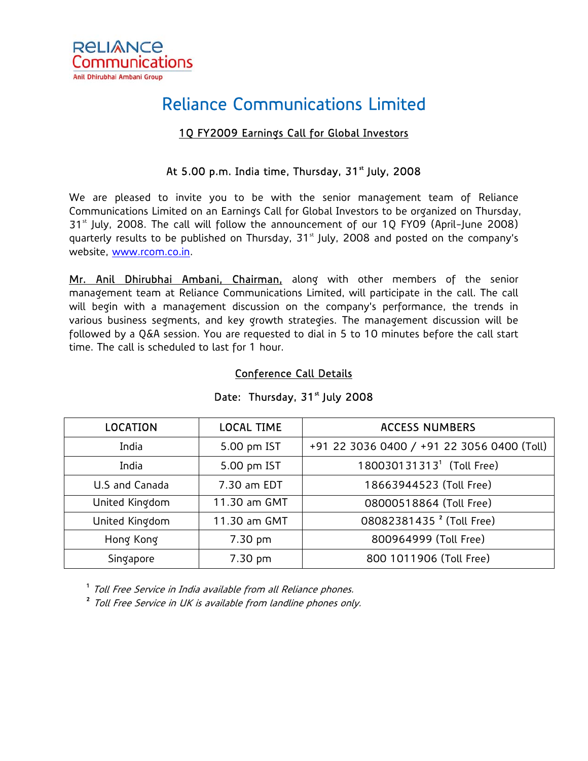**RELIANCE Communications**
Anil Dhirubhai Ambani Group

# Reliance Communications Limited

## 1Q FY2009 Earnings Call for Global Investors

**At 5.00 p.m. India time, Thursday, 31st July, 2008**

We are pleased to invite you to be with the senior management team of Reliance Communications Limited on an Earnings Call for Global Investors to be organized on Thursday, 31st July, 2008. The call will follow the announcement of our 1Q FY09 (April-June 2008) quarterly results to be published on Thursday, 31st July, 2008 and posted on the company's website, www.rcom.co.in.

Mr. Anil Dhirubhai Ambani, Chairman, along with other members of the senior management team at Reliance Communications Limited, will participate in the call. The call will begin with a management discussion on the company's performance, the trends in various business segments, and key growth strategies. The management discussion will be followed by a Q&A session. You are requested to dial in 5 to 10 minutes before the call start time. The call is scheduled to last for 1 hour.

### Conference Call Details

Date: Thursday, 31st July 2008

| LOCATION | LOCAL TIME | ACCESS NUMBERS |
|---|---|---|
| India | 5.00 pm IST | +91 22 3036 0400 / +91 22 3056 0400 (Toll) |
| India | 5.00 pm IST | 180030131313[1] (Toll Free) |
| U.S and Canada | 7.30 am EDT | 18663944523 (Toll Free) |
| United Kingdom | 11.30 am GMT | 08000518864 (Toll Free) |
| United Kingdom | 11.30 am GMT | 08082381435 [2] (Toll Free) |
| Hong Kong | 7.30 pm | 800964999 (Toll Free) |
| Singapore | 7.30 pm | 800 1011906 (Toll Free) |

[1] *Toll Free Service in India available from all Reliance phones.*

[2] *Toll Free Service in UK is available from landline phones only.*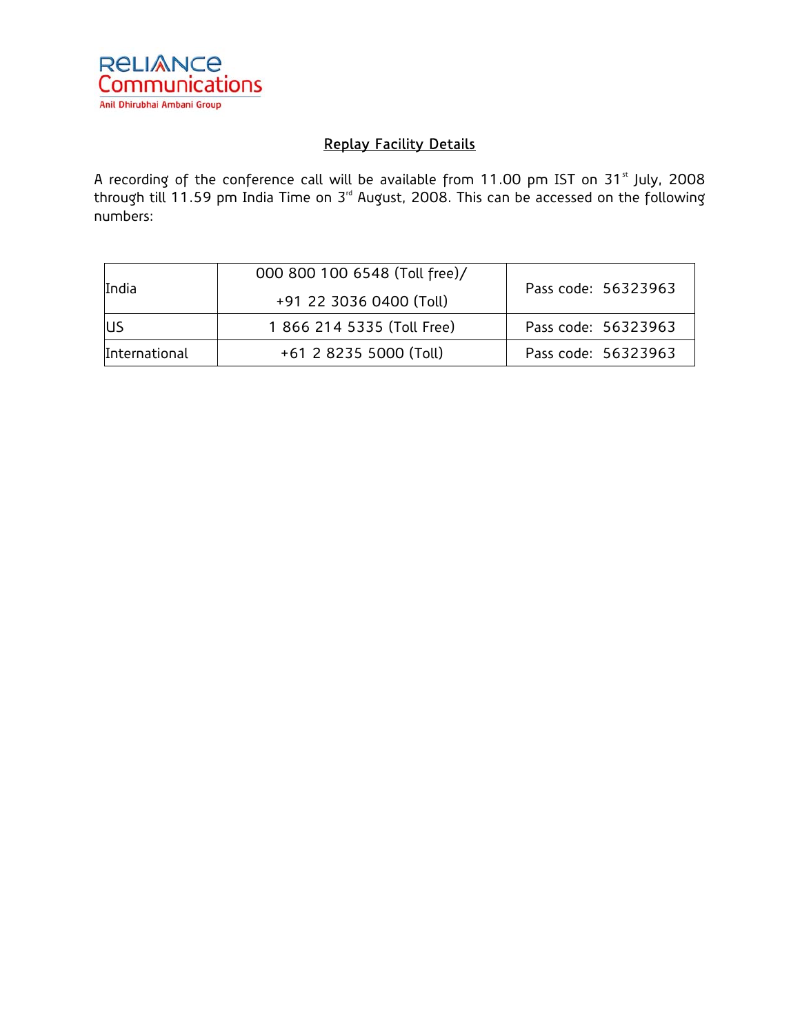RELIANCE Communications
Anil Dhirubhai Ambani Group

## Replay Facility Details

A recording of the conference call will be available from 11.00 pm IST on 31st July, 2008 through till 11.59 pm India Time on 3rd August, 2008. This can be accessed on the following numbers:

| | | |
|---|---|---|
| India | 000 800 100 6548 (Toll free)/ +91 22 3036 0400 (Toll) | Pass code: 56323963 |
| US | 1 866 214 5335 (Toll Free) | Pass code: 56323963 |
| International | +61 2 8235 5000 (Toll) | Pass code: 56323963 |